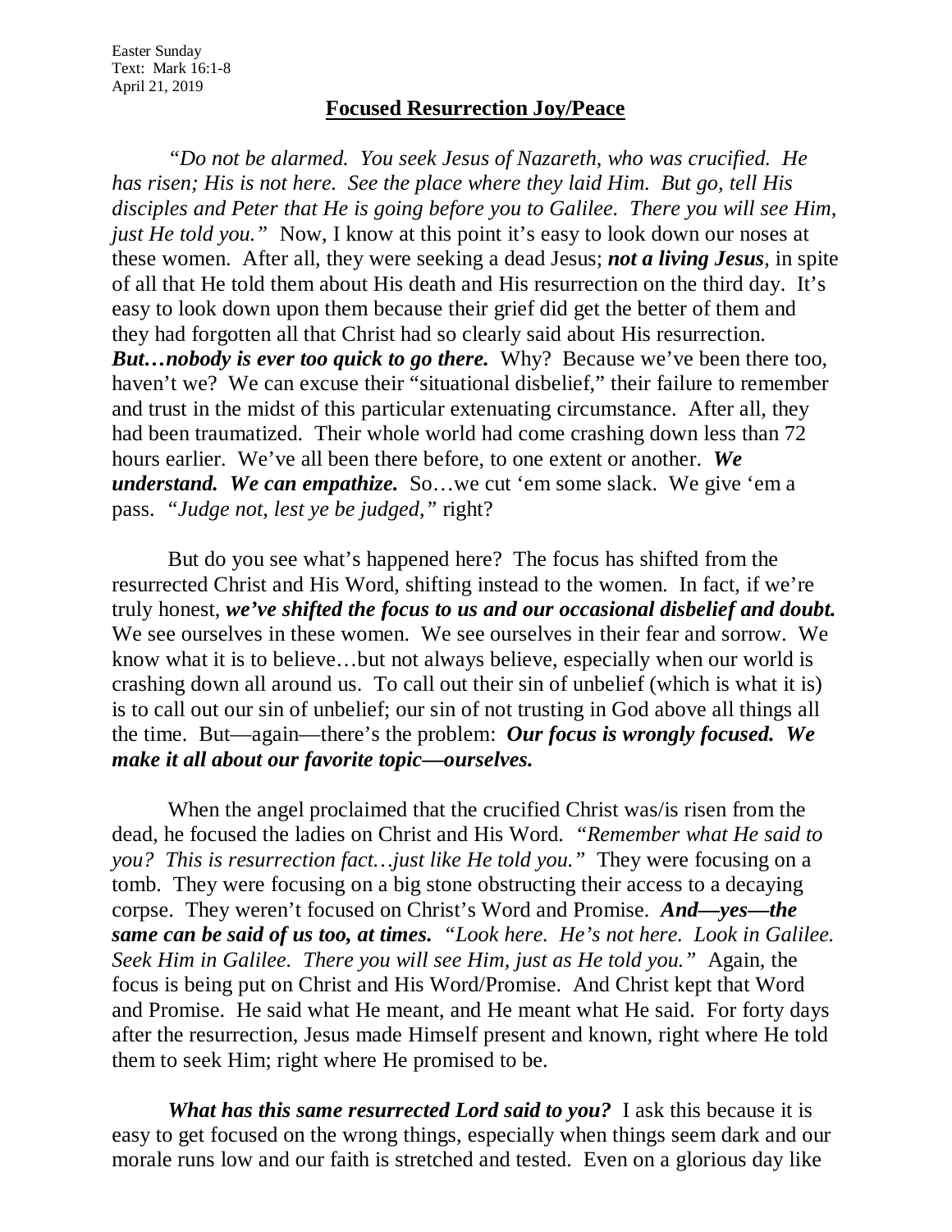Easter Sunday
Text: Mark 16:1-8
April 21, 2019

## Focused Resurrection Joy/Peace

*"Do not be alarmed. You seek Jesus of Nazareth, who was crucified. He has risen; His is not here. See the place where they laid Him. But go, tell His disciples and Peter that He is going before you to Galilee. There you will see Him, just He told you."* Now, I know at this point it's easy to look down our noses at these women. After all, they were seeking a dead Jesus; ***not a living Jesus***, in spite of all that He told them about His death and His resurrection on the third day. It's easy to look down upon them because their grief did get the better of them and they had forgotten all that Christ had so clearly said about His resurrection. ***But…nobody is ever too quick to go there.*** Why? Because we've been there too, haven't we? We can excuse their "situational disbelief," their failure to remember and trust in the midst of this particular extenuating circumstance. After all, they had been traumatized. Their whole world had come crashing down less than 72 hours earlier. We've all been there before, to one extent or another. ***We understand. We can empathize.*** So…we cut 'em some slack. We give 'em a pass. *"Judge not, lest ye be judged,"* right?

But do you see what's happened here? The focus has shifted from the resurrected Christ and His Word, shifting instead to the women. In fact, if we're truly honest, ***we've shifted the focus to us and our occasional disbelief and doubt.*** We see ourselves in these women. We see ourselves in their fear and sorrow. We know what it is to believe…but not always believe, especially when our world is crashing down all around us. To call out their sin of unbelief (which is what it is) is to call out our sin of unbelief; our sin of not trusting in God above all things all the time. But—again—there's the problem: ***Our focus is wrongly focused. We make it all about our favorite topic—ourselves.***

When the angel proclaimed that the crucified Christ was/is risen from the dead, he focused the ladies on Christ and His Word. *"Remember what He said to you? This is resurrection fact…just like He told you."* They were focusing on a tomb. They were focusing on a big stone obstructing their access to a decaying corpse. They weren't focused on Christ's Word and Promise. ***And—yes—the same can be said of us too, at times.*** *"Look here. He's not here. Look in Galilee. Seek Him in Galilee. There you will see Him, just as He told you."* Again, the focus is being put on Christ and His Word/Promise. And Christ kept that Word and Promise. He said what He meant, and He meant what He said. For forty days after the resurrection, Jesus made Himself present and known, right where He told them to seek Him; right where He promised to be.

***What has this same resurrected Lord said to you?*** I ask this because it is easy to get focused on the wrong things, especially when things seem dark and our morale runs low and our faith is stretched and tested. Even on a glorious day like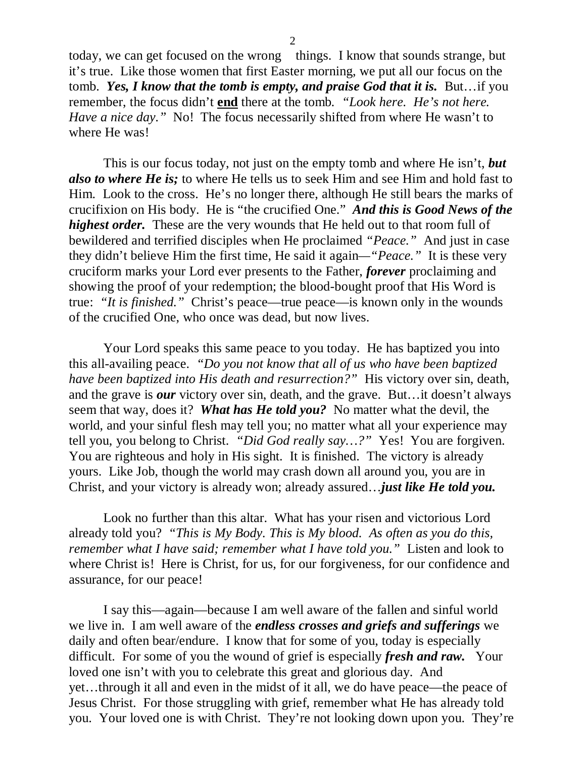today, we can get focused on the wrong things. I know that sounds strange, but it's true. Like those women that first Easter morning, we put all our focus on the tomb. ***Yes, I know that the tomb is empty, and praise God that it is.*** But…if you remember, the focus didn't **end** there at the tomb. *"Look here. He's not here. Have a nice day."* No! The focus necessarily shifted from where He wasn't to where He was!

This is our focus today, not just on the empty tomb and where He isn't, ***but also to where He is;*** to where He tells us to seek Him and see Him and hold fast to Him. Look to the cross. He's no longer there, although He still bears the marks of crucifixion on His body. He is "the crucified One." ***And this is Good News of the highest order.*** These are the very wounds that He held out to that room full of bewildered and terrified disciples when He proclaimed *"Peace."* And just in case they didn't believe Him the first time, He said it again—*"Peace."* It is these very cruciform marks your Lord ever presents to the Father, ***forever*** proclaiming and showing the proof of your redemption; the blood-bought proof that His Word is true: *"It is finished."* Christ's peace—true peace—is known only in the wounds of the crucified One, who once was dead, but now lives.

Your Lord speaks this same peace to you today. He has baptized you into this all-availing peace. *"Do you not know that all of us who have been baptized have been baptized into His death and resurrection?"* His victory over sin, death, and the grave is ***our*** victory over sin, death, and the grave. But…it doesn't always seem that way, does it? ***What has He told you?*** No matter what the devil, the world, and your sinful flesh may tell you; no matter what all your experience may tell you, you belong to Christ. *"Did God really say…?"* Yes! You are forgiven. You are righteous and holy in His sight. It is finished. The victory is already yours. Like Job, though the world may crash down all around you, you are in Christ, and your victory is already won; already assured…***just like He told you.***

Look no further than this altar. What has your risen and victorious Lord already told you? *"This is My Body. This is My blood. As often as you do this, remember what I have said; remember what I have told you."* Listen and look to where Christ is! Here is Christ, for us, for our forgiveness, for our confidence and assurance, for our peace!

I say this—again—because I am well aware of the fallen and sinful world we live in. I am well aware of the ***endless crosses and griefs and sufferings*** we daily and often bear/endure. I know that for some of you, today is especially difficult. For some of you the wound of grief is especially ***fresh and raw.*** Your loved one isn't with you to celebrate this great and glorious day. And yet…through it all and even in the midst of it all, we do have peace—the peace of Jesus Christ. For those struggling with grief, remember what He has already told you. Your loved one is with Christ. They're not looking down upon you. They're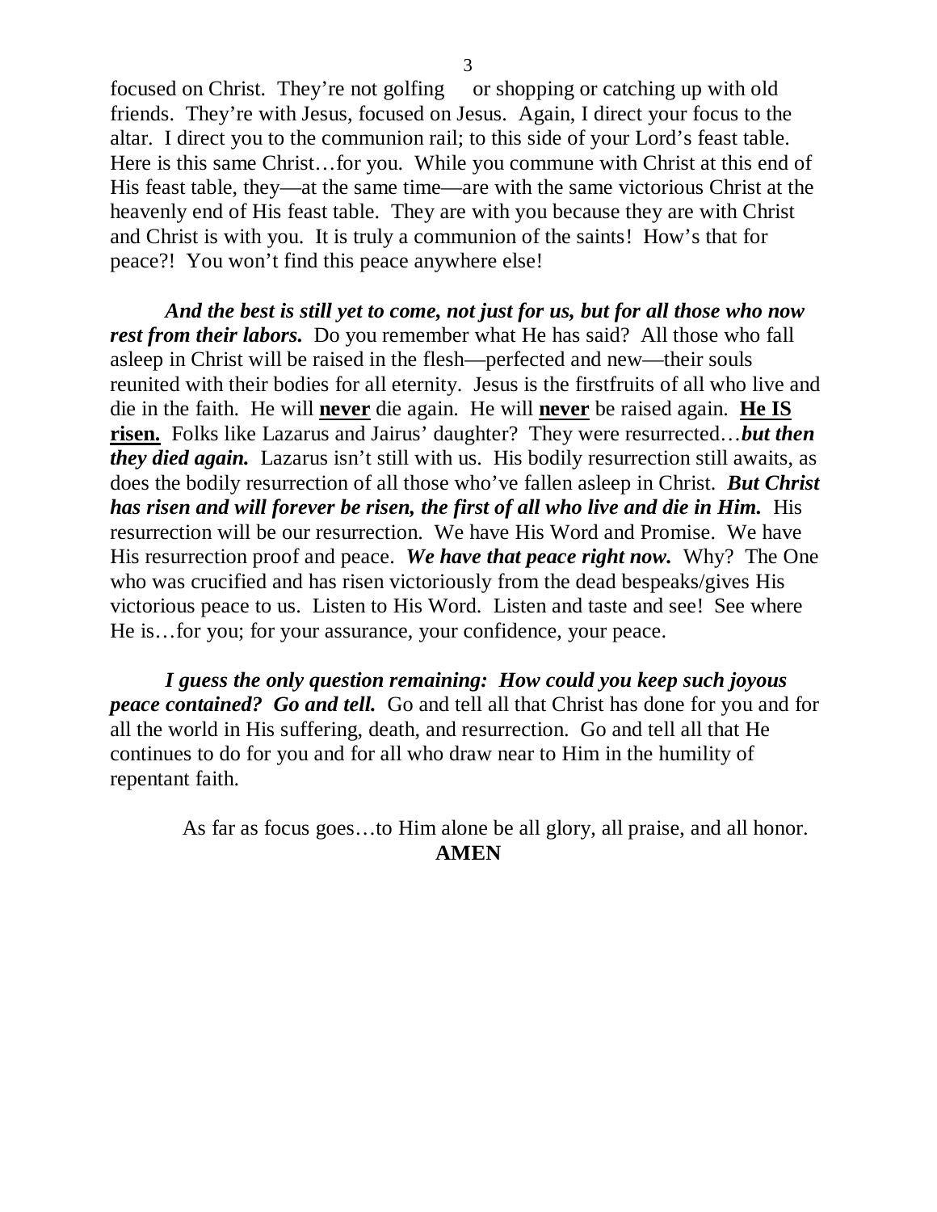focused on Christ. They're not golfing or shopping or catching up with old friends. They're with Jesus, focused on Jesus. Again, I direct your focus to the altar. I direct you to the communion rail; to this side of your Lord's feast table. Here is this same Christ…for you. While you commune with Christ at this end of His feast table, they—at the same time—are with the same victorious Christ at the heavenly end of His feast table. They are with you because they are with Christ and Christ is with you. It is truly a communion of the saints! How's that for peace?! You won't find this peace anywhere else!

***And the best is still yet to come, not just for us, but for all those who now rest from their labors.*** Do you remember what He has said? All those who fall asleep in Christ will be raised in the flesh—perfected and new—their souls reunited with their bodies for all eternity. Jesus is the firstfruits of all who live and die in the faith. He will <u>**never**</u> die again. He will <u>**never**</u> be raised again. <u>**He IS risen.**</u> Folks like Lazarus and Jairus' daughter? They were resurrected…***but then they died again.*** Lazarus isn't still with us. His bodily resurrection still awaits, as does the bodily resurrection of all those who've fallen asleep in Christ. ***But Christ has risen and will forever be risen, the first of all who live and die in Him.*** His resurrection will be our resurrection. We have His Word and Promise. We have His resurrection proof and peace. ***We have that peace right now.*** Why? The One who was crucified and has risen victoriously from the dead bespeaks/gives His victorious peace to us. Listen to His Word. Listen and taste and see! See where He is…for you; for your assurance, your confidence, your peace.

***I guess the only question remaining: How could you keep such joyous peace contained? Go and tell.*** Go and tell all that Christ has done for you and for all the world in His suffering, death, and resurrection. Go and tell all that He continues to do for you and for all who draw near to Him in the humility of repentant faith.

As far as focus goes…to Him alone be all glory, all praise, and all honor.

**AMEN**